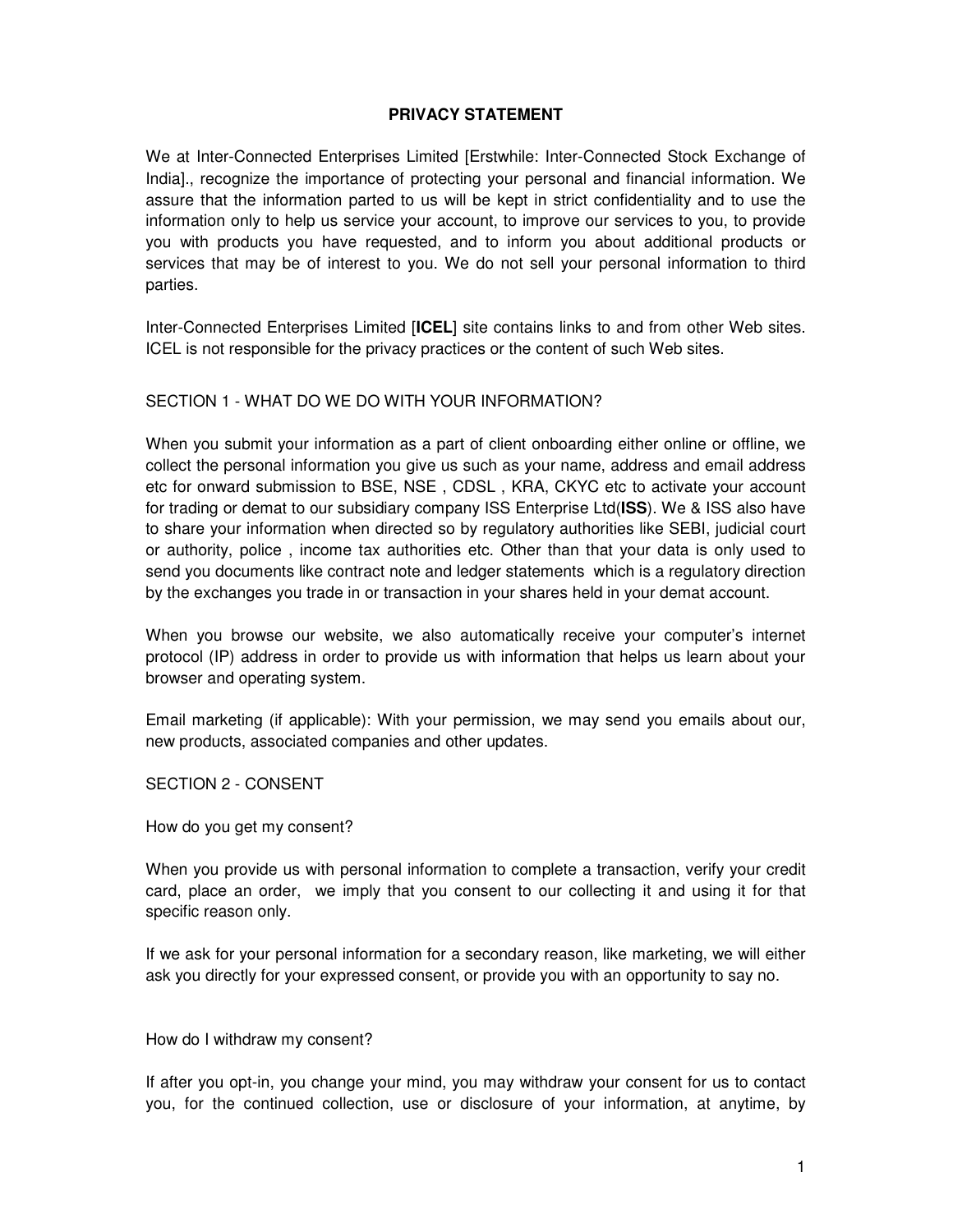# PRIVACY STATEMENT

We at Inter-Connected Enterprises Limited [Erstwhile: Inter-Connected Stock Exchange of India]., recognize the importance of protecting your personal and financial information. We assure that the information parted to us will be kept in strict confidentiality and to use the information only to help us service your account, to improve our services to you, to provide you with products you have requested, and to inform you about additional products or services that may be of interest to you. We do not sell your personal information to third parties.

Inter-Connected Enterprises Limited [**ICEL**] site contains links to and from other Web sites. ICEL is not responsible for the privacy practices or the content of such Web sites.

## SECTION 1 - WHAT DO WE DO WITH YOUR INFORMATION?

When you submit your information as a part of client onboarding either online or offline, we collect the personal information you give us such as your name, address and email address etc for onward submission to BSE, NSE , CDSL , KRA, CKYC etc to activate your account for trading or demat to our subsidiary company ISS Enterprise Ltd(**ISS**). We & ISS also have to share your information when directed so by regulatory authorities like SEBI, judicial court or authority, police , income tax authorities etc. Other than that your data is only used to send you documents like contract note and ledger statements which is a regulatory direction by the exchanges you trade in or transaction in your shares held in your demat account.

When you browse our website, we also automatically receive your computer's internet protocol (IP) address in order to provide us with information that helps us learn about your browser and operating system.

Email marketing (if applicable): With your permission, we may send you emails about our, new products, associated companies and other updates.

## SECTION 2 - CONSENT

How do you get my consent?

When you provide us with personal information to complete a transaction, verify your credit card, place an order, we imply that you consent to our collecting it and using it for that specific reason only.

If we ask for your personal information for a secondary reason, like marketing, we will either ask you directly for your expressed consent, or provide you with an opportunity to say no.

How do I withdraw my consent?

If after you opt-in, you change your mind, you may withdraw your consent for us to contact you, for the continued collection, use or disclosure of your information, at anytime, by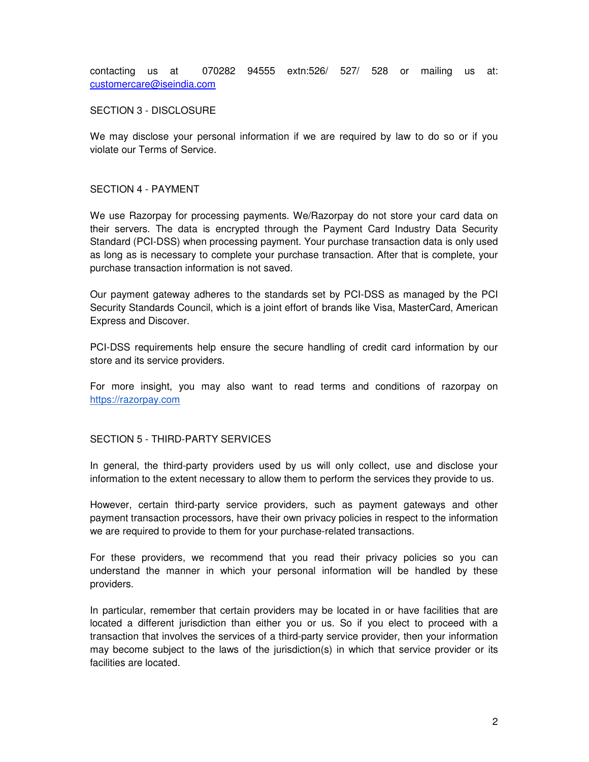contacting us at 070282 94555 extn:526/ 527/ 528 or mailing us at: customercare@iseindia.com

## SECTION 3 - DISCLOSURE

We may disclose your personal information if we are required by law to do so or if you violate our Terms of Service.

## SECTION 4 - PAYMENT

We use Razorpay for processing payments. We/Razorpay do not store your card data on their servers. The data is encrypted through the Payment Card Industry Data Security Standard (PCI-DSS) when processing payment. Your purchase transaction data is only used as long as is necessary to complete your purchase transaction. After that is complete, your purchase transaction information is not saved.

Our payment gateway adheres to the standards set by PCI-DSS as managed by the PCI Security Standards Council, which is a joint effort of brands like Visa, MasterCard, American Express and Discover.

PCI-DSS requirements help ensure the secure handling of credit card information by our store and its service providers.

For more insight, you may also want to read terms and conditions of razorpay on https://razorpay.com

## SECTION 5 - THIRD-PARTY SERVICES

In general, the third-party providers used by us will only collect, use and disclose your information to the extent necessary to allow them to perform the services they provide to us.

However, certain third-party service providers, such as payment gateways and other payment transaction processors, have their own privacy policies in respect to the information we are required to provide to them for your purchase-related transactions.

For these providers, we recommend that you read their privacy policies so you can understand the manner in which your personal information will be handled by these providers.

In particular, remember that certain providers may be located in or have facilities that are located a different jurisdiction than either you or us. So if you elect to proceed with a transaction that involves the services of a third-party service provider, then your information may become subject to the laws of the jurisdiction(s) in which that service provider or its facilities are located.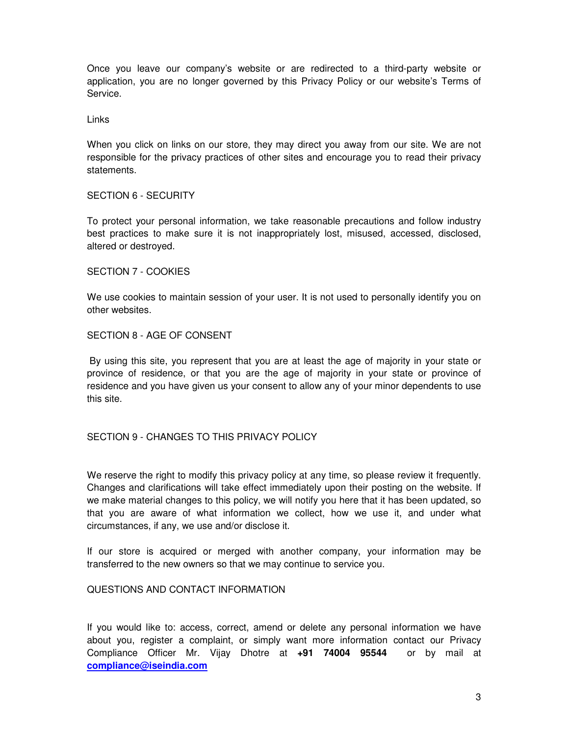Once you leave our company's website or are redirected to a third-party website or application, you are no longer governed by this Privacy Policy or our website's Terms of Service.

Links

When you click on links on our store, they may direct you away from our site. We are not responsible for the privacy practices of other sites and encourage you to read their privacy statements.

## SECTION 6 - SECURITY

To protect your personal information, we take reasonable precautions and follow industry best practices to make sure it is not inappropriately lost, misused, accessed, disclosed, altered or destroyed.

## SECTION 7 - COOKIES

We use cookies to maintain session of your user. It is not used to personally identify you on other websites.

## SECTION 8 - AGE OF CONSENT

By using this site, you represent that you are at least the age of majority in your state or province of residence, or that you are the age of majority in your state or province of residence and you have given us your consent to allow any of your minor dependents to use this site.

## SECTION 9 - CHANGES TO THIS PRIVACY POLICY

We reserve the right to modify this privacy policy at any time, so please review it frequently. Changes and clarifications will take effect immediately upon their posting on the website. If we make material changes to this policy, we will notify you here that it has been updated, so that you are aware of what information we collect, how we use it, and under what circumstances, if any, we use and/or disclose it.

If our store is acquired or merged with another company, your information may be transferred to the new owners so that we may continue to service you.

## QUESTIONS AND CONTACT INFORMATION

If you would like to: access, correct, amend or delete any personal information we have about you, register a complaint, or simply want more information contact our Privacy Compliance Officer Mr. Vijay Dhotre at **+91 74004 95544** or by mail at **compliance@iseindia.com**